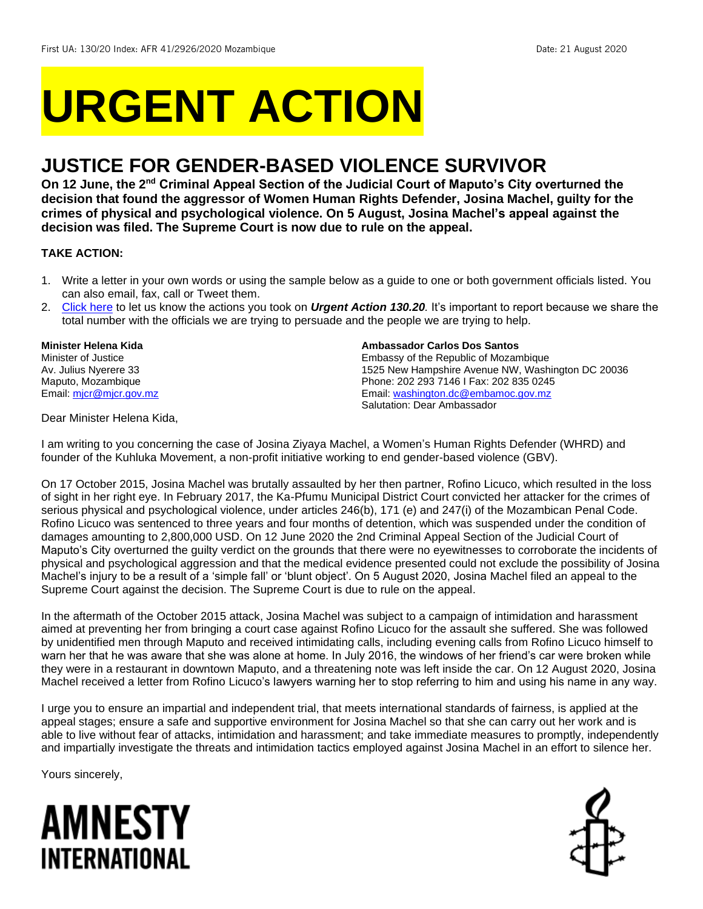First UA: 130/20 Index: AFR 41/2926/2020 Mozambique Date: 21 August 2020

# URGENT ACTION

## JUSTICE FOR GENDER-BASED VIOLENCE SURVIVOR

**On 12 June, the 2nd Criminal Appeal Section of the Judicial Court of Maputo's City overturned the decision that found the aggressor of Women Human Rights Defender, Josina Machel, guilty for the crimes of physical and psychological violence. On 5 August, Josina Machel's appeal against the decision was filed. The Supreme Court is now due to rule on the appeal.**

**TAKE ACTION:**

1. Write a letter in your own words or using the sample below as a guide to one or both government officials listed. You can also email, fax, call or Tweet them.
2. Click here to let us know the actions you took on ***Urgent Action 130.20****.* It's important to report because we share the total number with the officials we are trying to persuade and the people we are trying to help.

**Minister Helena Kida**
Minister of Justice
Av. Julius Nyerere 33
Maputo, Mozambique
Email: mjcr@mjcr.gov.mz

**Ambassador Carlos Dos Santos**
Embassy of the Republic of Mozambique
1525 New Hampshire Avenue NW, Washington DC 20036
Phone: 202 293 7146 I Fax: 202 835 0245
Email: washington.dc@embamoc.gov.mz
Salutation: Dear Ambassador

Dear Minister Helena Kida,

I am writing to you concerning the case of Josina Ziyaya Machel, a Women's Human Rights Defender (WHRD) and founder of the Kuhluka Movement, a non-profit initiative working to end gender-based violence (GBV).

On 17 October 2015, Josina Machel was brutally assaulted by her then partner, Rofino Licuco, which resulted in the loss of sight in her right eye. In February 2017, the Ka-Pfumu Municipal District Court convicted her attacker for the crimes of serious physical and psychological violence, under articles 246(b), 171 (e) and 247(i) of the Mozambican Penal Code. Rofino Licuco was sentenced to three years and four months of detention, which was suspended under the condition of damages amounting to 2,800,000 USD. On 12 June 2020 the 2nd Criminal Appeal Section of the Judicial Court of Maputo's City overturned the guilty verdict on the grounds that there were no eyewitnesses to corroborate the incidents of physical and psychological aggression and that the medical evidence presented could not exclude the possibility of Josina Machel's injury to be a result of a 'simple fall' or 'blunt object'. On 5 August 2020, Josina Machel filed an appeal to the Supreme Court against the decision. The Supreme Court is due to rule on the appeal.

In the aftermath of the October 2015 attack, Josina Machel was subject to a campaign of intimidation and harassment aimed at preventing her from bringing a court case against Rofino Licuco for the assault she suffered. She was followed by unidentified men through Maputo and received intimidating calls, including evening calls from Rofino Licuco himself to warn her that he was aware that she was alone at home. In July 2016, the windows of her friend's car were broken while they were in a restaurant in downtown Maputo, and a threatening note was left inside the car. On 12 August 2020, Josina Machel received a letter from Rofino Licuco's lawyers warning her to stop referring to him and using his name in any way.

I urge you to ensure an impartial and independent trial, that meets international standards of fairness, is applied at the appeal stages; ensure a safe and supportive environment for Josina Machel so that she can carry out her work and is able to live without fear of attacks, intimidation and harassment; and take immediate measures to promptly, independently and impartially investigate the threats and intimidation tactics employed against Josina Machel in an effort to silence her.

Yours sincerely,

AMNESTY INTERNATIONAL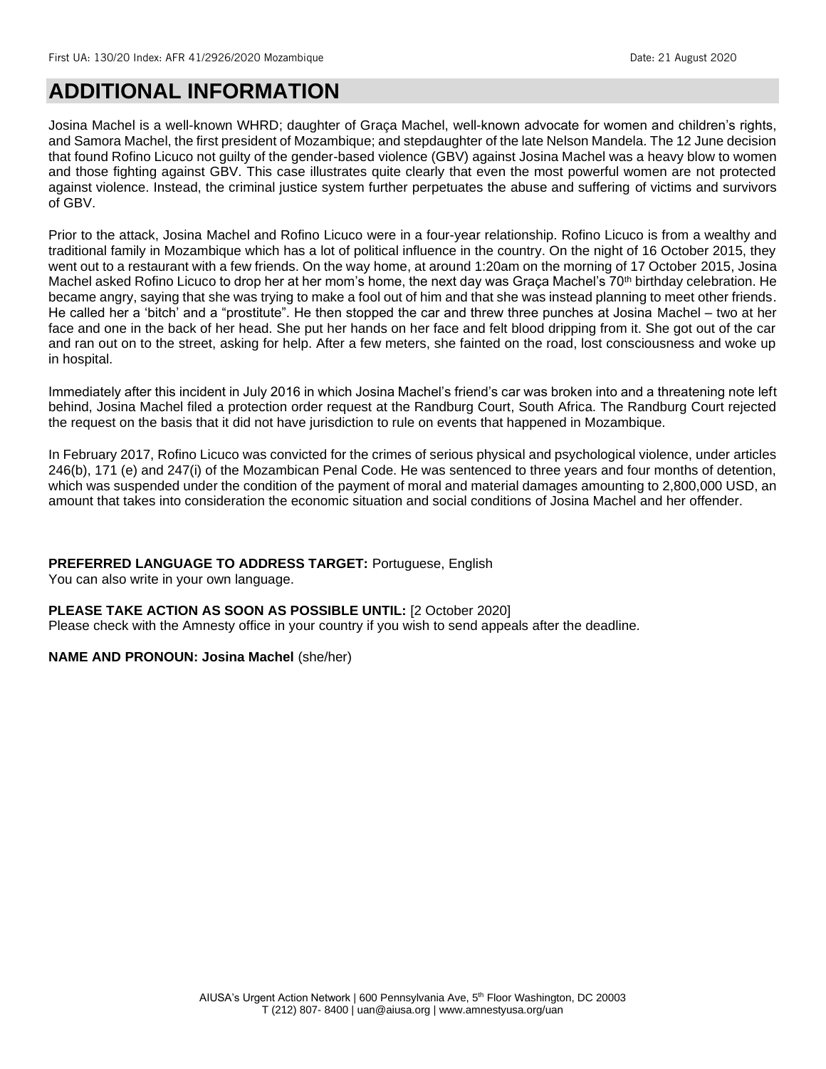## ADDITIONAL INFORMATION

Josina Machel is a well-known WHRD; daughter of Graça Machel, well-known advocate for women and children's rights, and Samora Machel, the first president of Mozambique; and stepdaughter of the late Nelson Mandela. The 12 June decision that found Rofino Licuco not guilty of the gender-based violence (GBV) against Josina Machel was a heavy blow to women and those fighting against GBV. This case illustrates quite clearly that even the most powerful women are not protected against violence. Instead, the criminal justice system further perpetuates the abuse and suffering of victims and survivors of GBV.

Prior to the attack, Josina Machel and Rofino Licuco were in a four-year relationship. Rofino Licuco is from a wealthy and traditional family in Mozambique which has a lot of political influence in the country. On the night of 16 October 2015, they went out to a restaurant with a few friends. On the way home, at around 1:20am on the morning of 17 October 2015, Josina Machel asked Rofino Licuco to drop her at her mom's home, the next day was Graça Machel's 70th birthday celebration. He became angry, saying that she was trying to make a fool out of him and that she was instead planning to meet other friends. He called her a 'bitch' and a "prostitute". He then stopped the car and threw three punches at Josina Machel – two at her face and one in the back of her head. She put her hands on her face and felt blood dripping from it. She got out of the car and ran out on to the street, asking for help. After a few meters, she fainted on the road, lost consciousness and woke up in hospital.

Immediately after this incident in July 2016 in which Josina Machel's friend's car was broken into and a threatening note left behind, Josina Machel filed a protection order request at the Randburg Court, South Africa. The Randburg Court rejected the request on the basis that it did not have jurisdiction to rule on events that happened in Mozambique.

In February 2017, Rofino Licuco was convicted for the crimes of serious physical and psychological violence, under articles 246(b), 171 (e) and 247(i) of the Mozambican Penal Code. He was sentenced to three years and four months of detention, which was suspended under the condition of the payment of moral and material damages amounting to 2,800,000 USD, an amount that takes into consideration the economic situation and social conditions of Josina Machel and her offender.

**PREFERRED LANGUAGE TO ADDRESS TARGET:** Portuguese, English
You can also write in your own language.

**PLEASE TAKE ACTION AS SOON AS POSSIBLE UNTIL:** [2 October 2020]
Please check with the Amnesty office in your country if you wish to send appeals after the deadline.

**NAME AND PRONOUN: Josina Machel** (she/her)